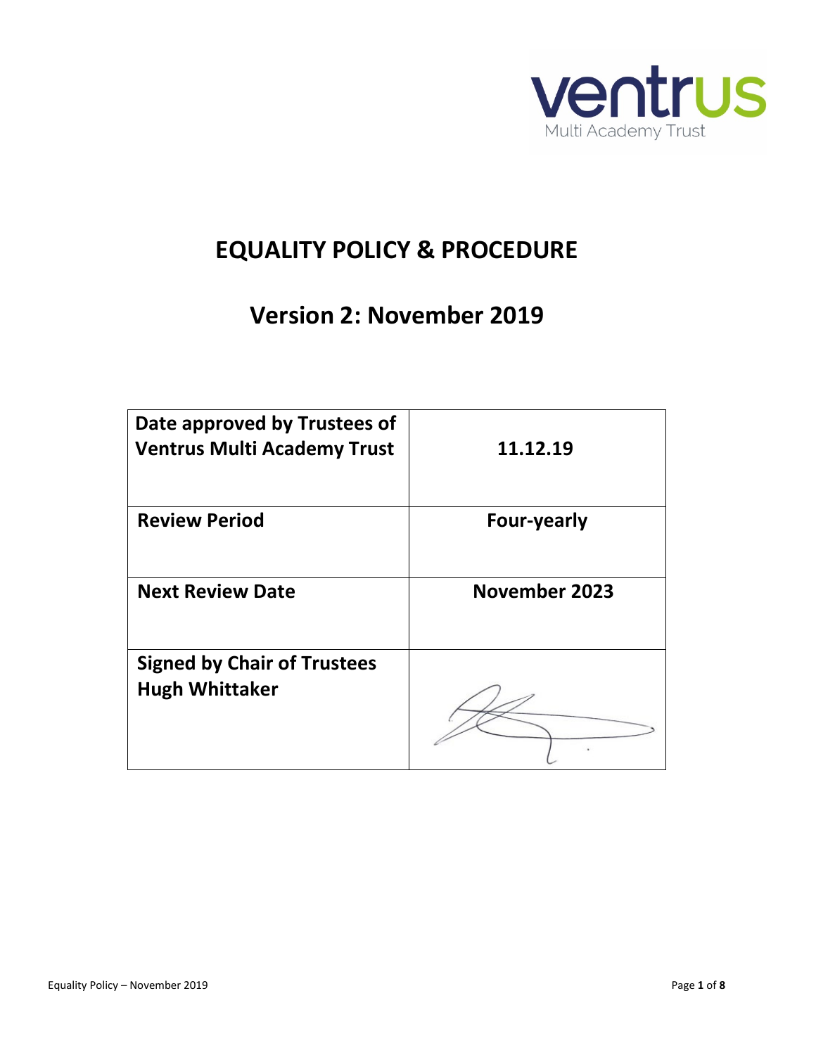ventrus

Multi Academy Trust

# EQUALITY POLICY & PROCEDURE

## Version 2: November 2019

| | |
|---|---|
| **Date approved by Trustees of Ventrus Multi Academy Trust** | **11.12.19** |
| **Review Period** | **Four-yearly** |
| **Next Review Date** | **November 2023** |
| **Signed by Chair of Trustees Hugh Whittaker** | |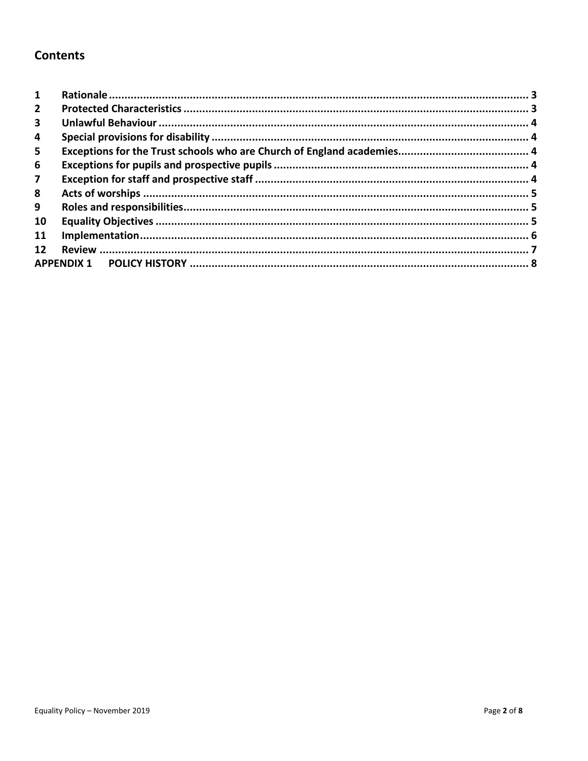## Contents

| | | |
|---|---|---|
| 1 | Rationale | 3 |
| 2 | Protected Characteristics | 3 |
| 3 | Unlawful Behaviour | 4 |
| 4 | Special provisions for disability | 4 |
| 5 | Exceptions for the Trust schools who are Church of England academies | 4 |
| 6 | Exceptions for pupils and prospective pupils | 4 |
| 7 | Exception for staff and prospective staff | 4 |
| 8 | Acts of worships | 5 |
| 9 | Roles and responsibilities | 5 |
| 10 | Equality Objectives | 5 |
| 11 | Implementation | 6 |
| 12 | Review | 7 |
| APPENDIX 1 | POLICY HISTORY | 8 |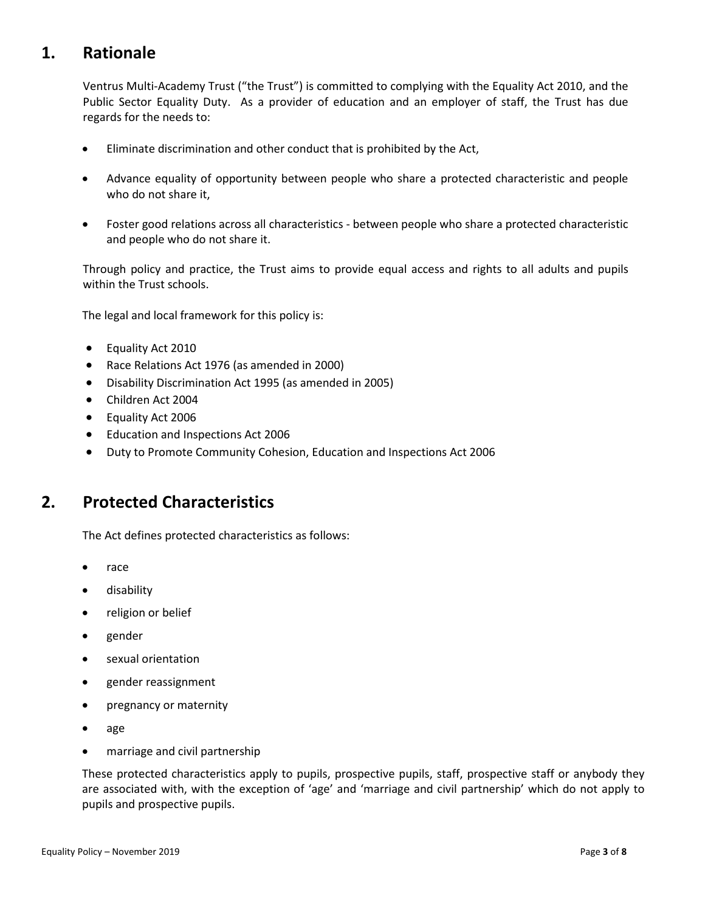## 1. Rationale

Ventrus Multi-Academy Trust ("the Trust") is committed to complying with the Equality Act 2010, and the Public Sector Equality Duty. As a provider of education and an employer of staff, the Trust has due regards for the needs to:

- Eliminate discrimination and other conduct that is prohibited by the Act,
- Advance equality of opportunity between people who share a protected characteristic and people who do not share it,
- Foster good relations across all characteristics - between people who share a protected characteristic and people who do not share it.

Through policy and practice, the Trust aims to provide equal access and rights to all adults and pupils within the Trust schools.

The legal and local framework for this policy is:

- Equality Act 2010
- Race Relations Act 1976 (as amended in 2000)
- Disability Discrimination Act 1995 (as amended in 2005)
- Children Act 2004
- Equality Act 2006
- Education and Inspections Act 2006
- Duty to Promote Community Cohesion, Education and Inspections Act 2006

## 2. Protected Characteristics

The Act defines protected characteristics as follows:

- race
- disability
- religion or belief
- gender
- sexual orientation
- gender reassignment
- pregnancy or maternity
- age
- marriage and civil partnership

These protected characteristics apply to pupils, prospective pupils, staff, prospective staff or anybody they are associated with, with the exception of 'age' and 'marriage and civil partnership' which do not apply to pupils and prospective pupils.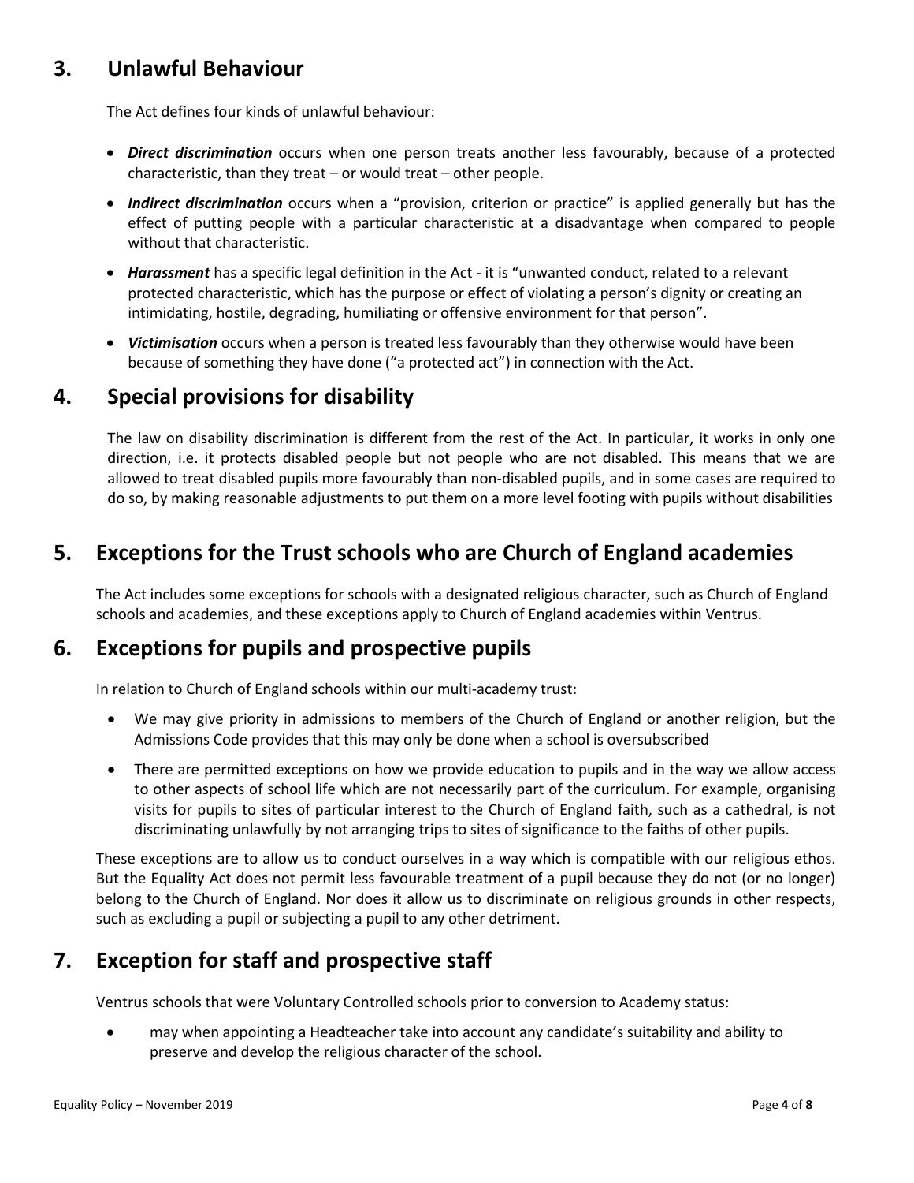## 3. Unlawful Behaviour

The Act defines four kinds of unlawful behaviour:

- ***Direct discrimination*** occurs when one person treats another less favourably, because of a protected characteristic, than they treat – or would treat – other people.
- ***Indirect discrimination*** occurs when a "provision, criterion or practice" is applied generally but has the effect of putting people with a particular characteristic at a disadvantage when compared to people without that characteristic.
- ***Harassment*** has a specific legal definition in the Act - it is "unwanted conduct, related to a relevant protected characteristic, which has the purpose or effect of violating a person's dignity or creating an intimidating, hostile, degrading, humiliating or offensive environment for that person".
- ***Victimisation*** occurs when a person is treated less favourably than they otherwise would have been because of something they have done ("a protected act") in connection with the Act.

## 4. Special provisions for disability

The law on disability discrimination is different from the rest of the Act. In particular, it works in only one direction, i.e. it protects disabled people but not people who are not disabled. This means that we are allowed to treat disabled pupils more favourably than non-disabled pupils, and in some cases are required to do so, by making reasonable adjustments to put them on a more level footing with pupils without disabilities

## 5. Exceptions for the Trust schools who are Church of England academies

The Act includes some exceptions for schools with a designated religious character, such as Church of England schools and academies, and these exceptions apply to Church of England academies within Ventrus.

## 6. Exceptions for pupils and prospective pupils

In relation to Church of England schools within our multi-academy trust:

- We may give priority in admissions to members of the Church of England or another religion, but the Admissions Code provides that this may only be done when a school is oversubscribed
- There are permitted exceptions on how we provide education to pupils and in the way we allow access to other aspects of school life which are not necessarily part of the curriculum. For example, organising visits for pupils to sites of particular interest to the Church of England faith, such as a cathedral, is not discriminating unlawfully by not arranging trips to sites of significance to the faiths of other pupils.

These exceptions are to allow us to conduct ourselves in a way which is compatible with our religious ethos. But the Equality Act does not permit less favourable treatment of a pupil because they do not (or no longer) belong to the Church of England. Nor does it allow us to discriminate on religious grounds in other respects, such as excluding a pupil or subjecting a pupil to any other detriment.

## 7. Exception for staff and prospective staff

Ventrus schools that were Voluntary Controlled schools prior to conversion to Academy status:

- may when appointing a Headteacher take into account any candidate's suitability and ability to preserve and develop the religious character of the school.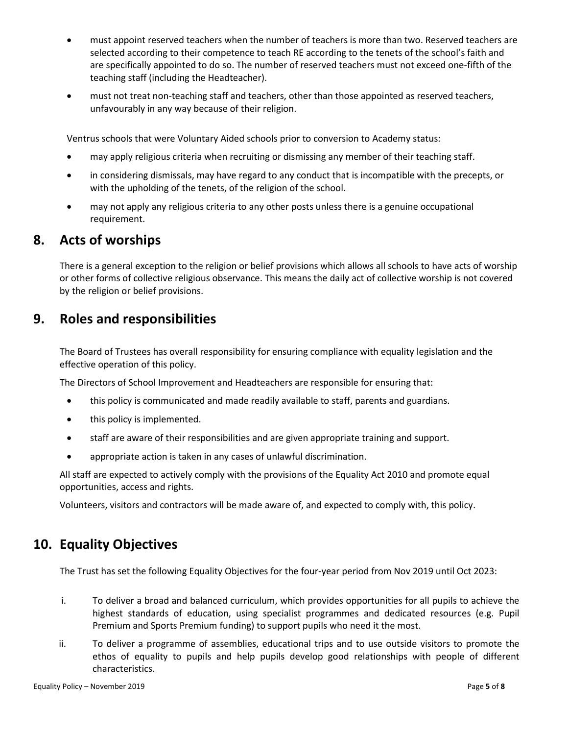- must appoint reserved teachers when the number of teachers is more than two. Reserved teachers are selected according to their competence to teach RE according to the tenets of the school's faith and are specifically appointed to do so. The number of reserved teachers must not exceed one-fifth of the teaching staff (including the Headteacher).
- must not treat non-teaching staff and teachers, other than those appointed as reserved teachers, unfavourably in any way because of their religion.

Ventrus schools that were Voluntary Aided schools prior to conversion to Academy status:

- may apply religious criteria when recruiting or dismissing any member of their teaching staff.
- in considering dismissals, may have regard to any conduct that is incompatible with the precepts, or with the upholding of the tenets, of the religion of the school.
- may not apply any religious criteria to any other posts unless there is a genuine occupational requirement.

## 8. Acts of worships

There is a general exception to the religion or belief provisions which allows all schools to have acts of worship or other forms of collective religious observance. This means the daily act of collective worship is not covered by the religion or belief provisions.

## 9. Roles and responsibilities

The Board of Trustees has overall responsibility for ensuring compliance with equality legislation and the effective operation of this policy.

The Directors of School Improvement and Headteachers are responsible for ensuring that:

- this policy is communicated and made readily available to staff, parents and guardians.
- this policy is implemented.
- staff are aware of their responsibilities and are given appropriate training and support.
- appropriate action is taken in any cases of unlawful discrimination.

All staff are expected to actively comply with the provisions of the Equality Act 2010 and promote equal opportunities, access and rights.

Volunteers, visitors and contractors will be made aware of, and expected to comply with, this policy.

## 10. Equality Objectives

The Trust has set the following Equality Objectives for the four-year period from Nov 2019 until Oct 2023:

i. To deliver a broad and balanced curriculum, which provides opportunities for all pupils to achieve the highest standards of education, using specialist programmes and dedicated resources (e.g. Pupil Premium and Sports Premium funding) to support pupils who need it the most.

ii. To deliver a programme of assemblies, educational trips and to use outside visitors to promote the ethos of equality to pupils and help pupils develop good relationships with people of different characteristics.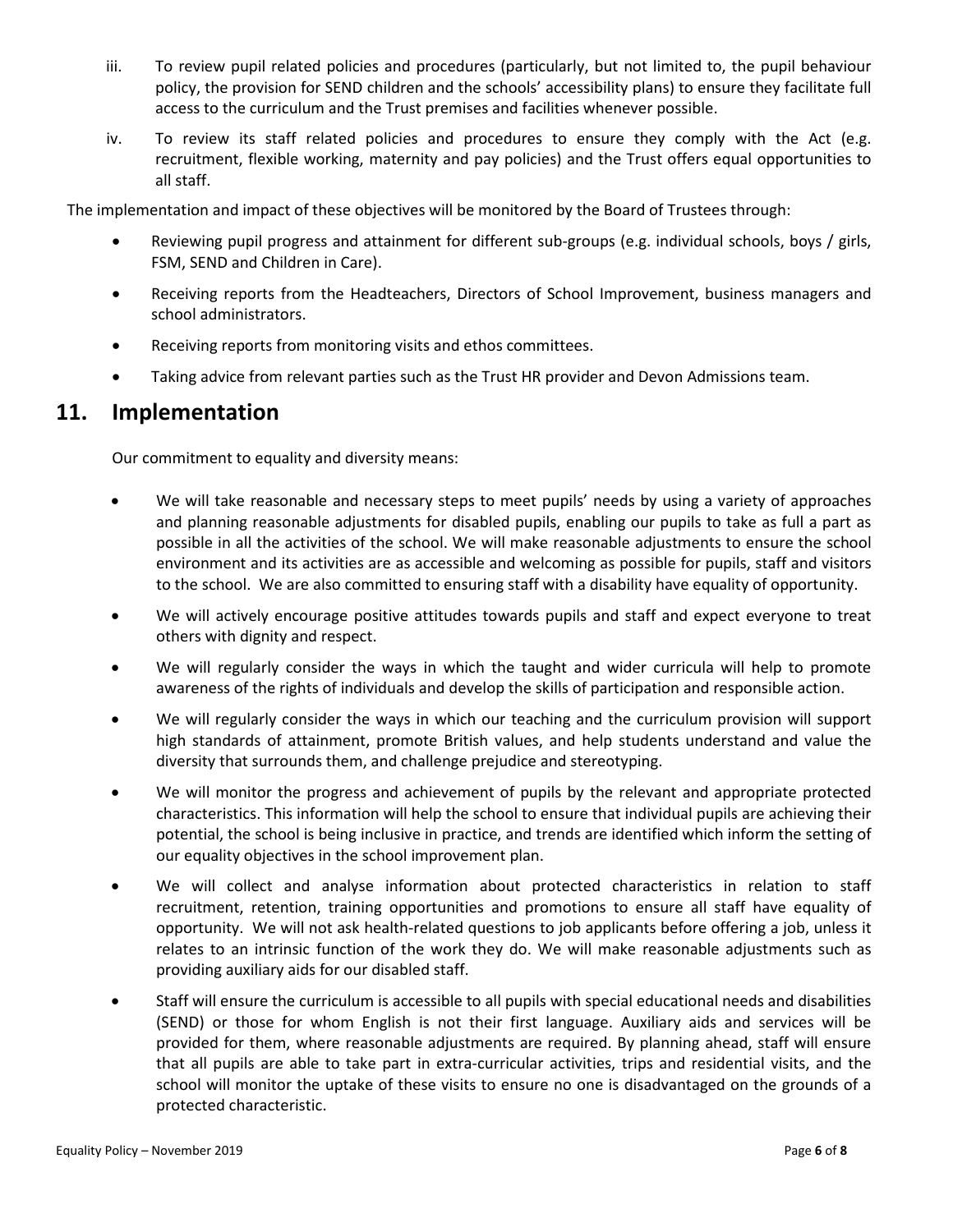iii. To review pupil related policies and procedures (particularly, but not limited to, the pupil behaviour policy, the provision for SEND children and the schools' accessibility plans) to ensure they facilitate full access to the curriculum and the Trust premises and facilities whenever possible.

iv. To review its staff related policies and procedures to ensure they comply with the Act (e.g. recruitment, flexible working, maternity and pay policies) and the Trust offers equal opportunities to all staff.

The implementation and impact of these objectives will be monitored by the Board of Trustees through:

- Reviewing pupil progress and attainment for different sub-groups (e.g. individual schools, boys / girls, FSM, SEND and Children in Care).
- Receiving reports from the Headteachers, Directors of School Improvement, business managers and school administrators.
- Receiving reports from monitoring visits and ethos committees.
- Taking advice from relevant parties such as the Trust HR provider and Devon Admissions team.

## 11. Implementation

Our commitment to equality and diversity means:

- We will take reasonable and necessary steps to meet pupils' needs by using a variety of approaches and planning reasonable adjustments for disabled pupils, enabling our pupils to take as full a part as possible in all the activities of the school. We will make reasonable adjustments to ensure the school environment and its activities are as accessible and welcoming as possible for pupils, staff and visitors to the school. We are also committed to ensuring staff with a disability have equality of opportunity.
- We will actively encourage positive attitudes towards pupils and staff and expect everyone to treat others with dignity and respect.
- We will regularly consider the ways in which the taught and wider curricula will help to promote awareness of the rights of individuals and develop the skills of participation and responsible action.
- We will regularly consider the ways in which our teaching and the curriculum provision will support high standards of attainment, promote British values, and help students understand and value the diversity that surrounds them, and challenge prejudice and stereotyping.
- We will monitor the progress and achievement of pupils by the relevant and appropriate protected characteristics. This information will help the school to ensure that individual pupils are achieving their potential, the school is being inclusive in practice, and trends are identified which inform the setting of our equality objectives in the school improvement plan.
- We will collect and analyse information about protected characteristics in relation to staff recruitment, retention, training opportunities and promotions to ensure all staff have equality of opportunity. We will not ask health-related questions to job applicants before offering a job, unless it relates to an intrinsic function of the work they do. We will make reasonable adjustments such as providing auxiliary aids for our disabled staff.
- Staff will ensure the curriculum is accessible to all pupils with special educational needs and disabilities (SEND) or those for whom English is not their first language. Auxiliary aids and services will be provided for them, where reasonable adjustments are required. By planning ahead, staff will ensure that all pupils are able to take part in extra-curricular activities, trips and residential visits, and the school will monitor the uptake of these visits to ensure no one is disadvantaged on the grounds of a protected characteristic.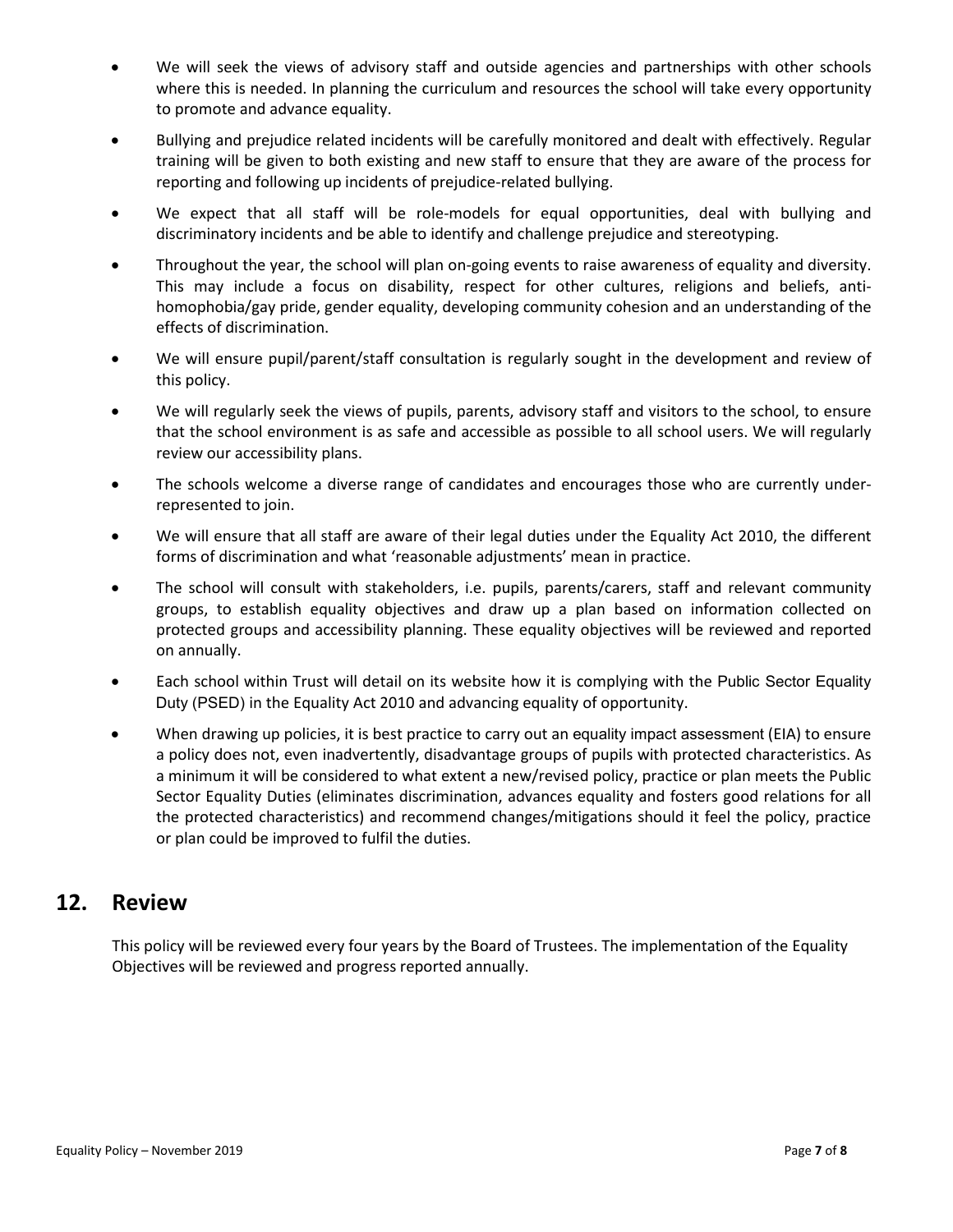- We will seek the views of advisory staff and outside agencies and partnerships with other schools where this is needed. In planning the curriculum and resources the school will take every opportunity to promote and advance equality.
- Bullying and prejudice related incidents will be carefully monitored and dealt with effectively. Regular training will be given to both existing and new staff to ensure that they are aware of the process for reporting and following up incidents of prejudice-related bullying.
- We expect that all staff will be role-models for equal opportunities, deal with bullying and discriminatory incidents and be able to identify and challenge prejudice and stereotyping.
- Throughout the year, the school will plan on-going events to raise awareness of equality and diversity. This may include a focus on disability, respect for other cultures, religions and beliefs, anti-homophobia/gay pride, gender equality, developing community cohesion and an understanding of the effects of discrimination.
- We will ensure pupil/parent/staff consultation is regularly sought in the development and review of this policy.
- We will regularly seek the views of pupils, parents, advisory staff and visitors to the school, to ensure that the school environment is as safe and accessible as possible to all school users. We will regularly review our accessibility plans.
- The schools welcome a diverse range of candidates and encourages those who are currently under-represented to join.
- We will ensure that all staff are aware of their legal duties under the Equality Act 2010, the different forms of discrimination and what 'reasonable adjustments' mean in practice.
- The school will consult with stakeholders, i.e. pupils, parents/carers, staff and relevant community groups, to establish equality objectives and draw up a plan based on information collected on protected groups and accessibility planning. These equality objectives will be reviewed and reported on annually.
- Each school within Trust will detail on its website how it is complying with the Public Sector Equality Duty (PSED) in the Equality Act 2010 and advancing equality of opportunity.
- When drawing up policies, it is best practice to carry out an equality impact assessment (EIA) to ensure a policy does not, even inadvertently, disadvantage groups of pupils with protected characteristics. As a minimum it will be considered to what extent a new/revised policy, practice or plan meets the Public Sector Equality Duties (eliminates discrimination, advances equality and fosters good relations for all the protected characteristics) and recommend changes/mitigations should it feel the policy, practice or plan could be improved to fulfil the duties.

## 12. Review

This policy will be reviewed every four years by the Board of Trustees. The implementation of the Equality Objectives will be reviewed and progress reported annually.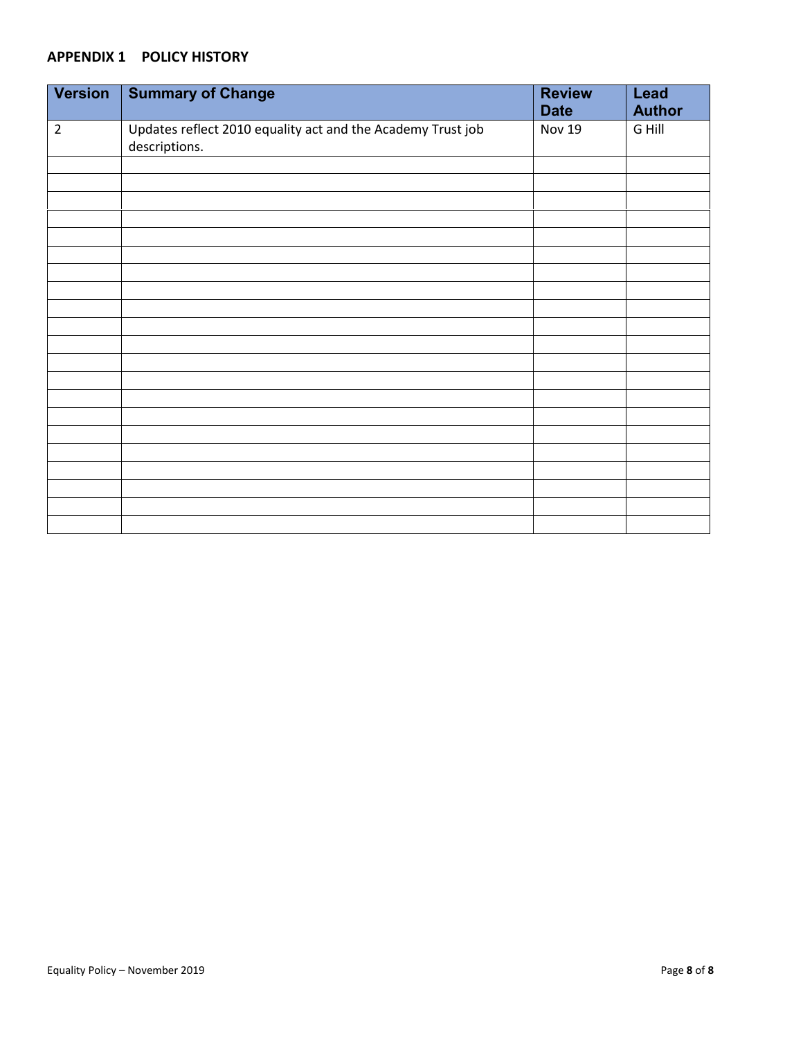## APPENDIX 1 POLICY HISTORY

| Version | Summary of Change | Review Date | Lead Author |
|---|---|---|---|
| 2 | Updates reflect 2010 equality act and the Academy Trust job descriptions. | Nov 19 | G Hill |
| | | | |
| | | | |
| | | | |
| | | | |
| | | | |
| | | | |
| | | | |
| | | | |
| | | | |
| | | | |
| | | | |
| | | | |
| | | | |
| | | | |
| | | | |
| | | | |
| | | | |
| | | | |
| | | | |
| | | | |
| | | | |
| | | | |